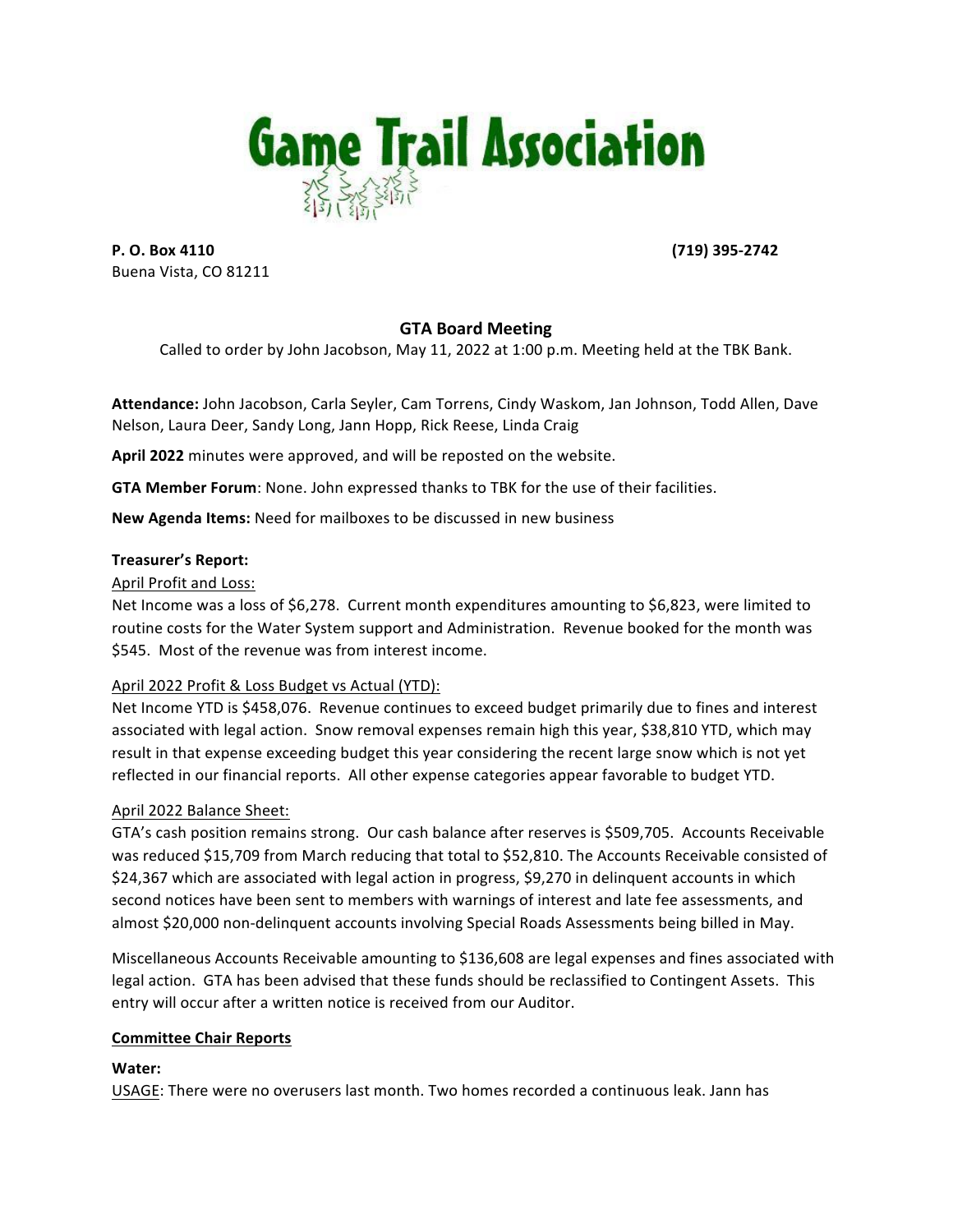# Game Trail Association

**P. O. Box 4110** **(719) 395-2742**
Buena Vista, CO 81211

## GTA Board Meeting

Called to order by John Jacobson, May 11, 2022 at 1:00 p.m. Meeting held at the TBK Bank.

**Attendance:** John Jacobson, Carla Seyler, Cam Torrens, Cindy Waskom, Jan Johnson, Todd Allen, Dave Nelson, Laura Deer, Sandy Long, Jann Hopp, Rick Reese, Linda Craig

**April 2022** minutes were approved, and will be reposted on the website.

**GTA Member Forum**: None. John expressed thanks to TBK for the use of their facilities.

**New Agenda Items:** Need for mailboxes to be discussed in new business

### Treasurer's Report:

April Profit and Loss:

Net Income was a loss of $6,278. Current month expenditures amounting to $6,823, were limited to routine costs for the Water System support and Administration. Revenue booked for the month was $545. Most of the revenue was from interest income.

April 2022 Profit & Loss Budget vs Actual (YTD):

Net Income YTD is $458,076. Revenue continues to exceed budget primarily due to fines and interest associated with legal action. Snow removal expenses remain high this year, $38,810 YTD, which may result in that expense exceeding budget this year considering the recent large snow which is not yet reflected in our financial reports. All other expense categories appear favorable to budget YTD.

April 2022 Balance Sheet:

GTA's cash position remains strong. Our cash balance after reserves is $509,705. Accounts Receivable was reduced $15,709 from March reducing that total to $52,810. The Accounts Receivable consisted of $24,367 which are associated with legal action in progress, $9,270 in delinquent accounts in which second notices have been sent to members with warnings of interest and late fee assessments, and almost $20,000 non-delinquent accounts involving Special Roads Assessments being billed in May.

Miscellaneous Accounts Receivable amounting to $136,608 are legal expenses and fines associated with legal action. GTA has been advised that these funds should be reclassified to Contingent Assets. This entry will occur after a written notice is received from our Auditor.

### Committee Chair Reports

**Water:**

USAGE: There were no overusers last month. Two homes recorded a continuous leak. Jann has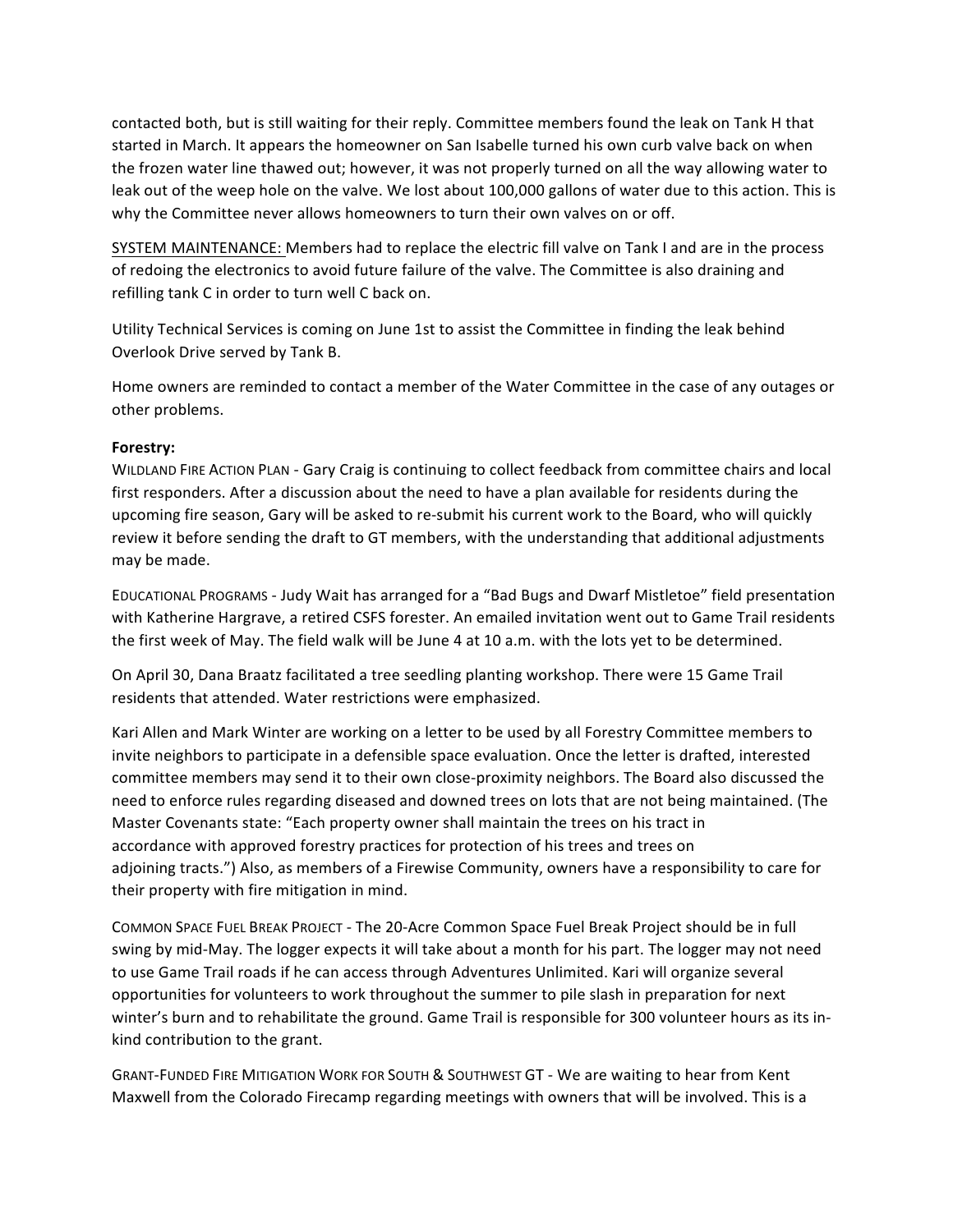contacted both, but is still waiting for their reply. Committee members found the leak on Tank H that started in March. It appears the homeowner on San Isabelle turned his own curb valve back on when the frozen water line thawed out; however, it was not properly turned on all the way allowing water to leak out of the weep hole on the valve. We lost about 100,000 gallons of water due to this action. This is why the Committee never allows homeowners to turn their own valves on or off.

<u>SYSTEM MAINTENANCE:</u> Members had to replace the electric fill valve on Tank I and are in the process of redoing the electronics to avoid future failure of the valve. The Committee is also draining and refilling tank C in order to turn well C back on.

Utility Technical Services is coming on June 1st to assist the Committee in finding the leak behind Overlook Drive served by Tank B.

Home owners are reminded to contact a member of the Water Committee in the case of any outages or other problems.

**Forestry:**

WILDLAND FIRE ACTION PLAN - Gary Craig is continuing to collect feedback from committee chairs and local first responders. After a discussion about the need to have a plan available for residents during the upcoming fire season, Gary will be asked to re-submit his current work to the Board, who will quickly review it before sending the draft to GT members, with the understanding that additional adjustments may be made.

EDUCATIONAL PROGRAMS - Judy Wait has arranged for a "Bad Bugs and Dwarf Mistletoe" field presentation with Katherine Hargrave, a retired CSFS forester. An emailed invitation went out to Game Trail residents the first week of May. The field walk will be June 4 at 10 a.m. with the lots yet to be determined.

On April 30, Dana Braatz facilitated a tree seedling planting workshop. There were 15 Game Trail residents that attended. Water restrictions were emphasized.

Kari Allen and Mark Winter are working on a letter to be used by all Forestry Committee members to invite neighbors to participate in a defensible space evaluation. Once the letter is drafted, interested committee members may send it to their own close-proximity neighbors. The Board also discussed the need to enforce rules regarding diseased and downed trees on lots that are not being maintained. (The Master Covenants state: "Each property owner shall maintain the trees on his tract in accordance with approved forestry practices for protection of his trees and trees on adjoining tracts.") Also, as members of a Firewise Community, owners have a responsibility to care for their property with fire mitigation in mind.

COMMON SPACE FUEL BREAK PROJECT - The 20-Acre Common Space Fuel Break Project should be in full swing by mid-May. The logger expects it will take about a month for his part. The logger may not need to use Game Trail roads if he can access through Adventures Unlimited. Kari will organize several opportunities for volunteers to work throughout the summer to pile slash in preparation for next winter's burn and to rehabilitate the ground. Game Trail is responsible for 300 volunteer hours as its in-kind contribution to the grant.

GRANT-FUNDED FIRE MITIGATION WORK FOR SOUTH & SOUTHWEST GT - We are waiting to hear from Kent Maxwell from the Colorado Firecamp regarding meetings with owners that will be involved. This is a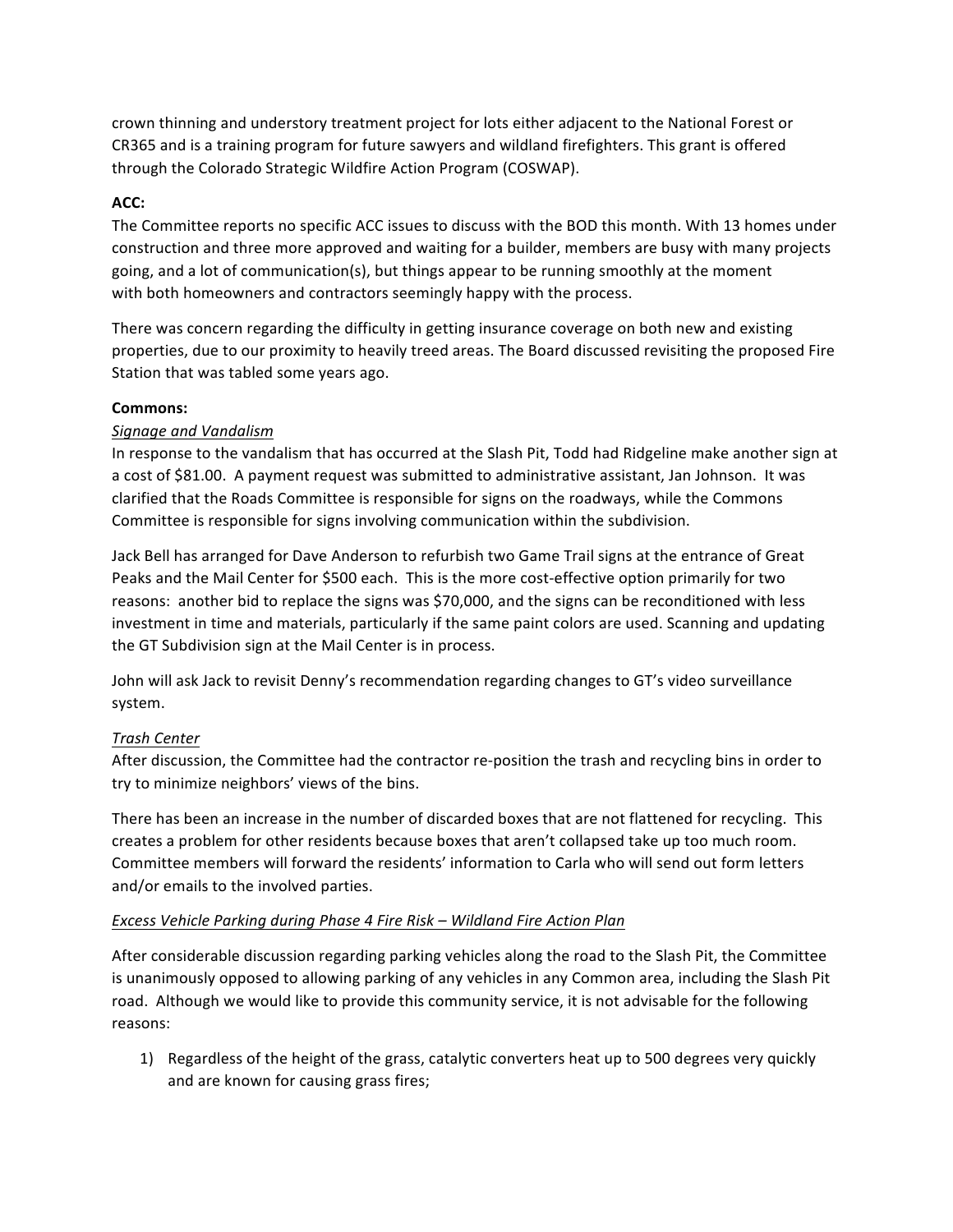crown thinning and understory treatment project for lots either adjacent to the National Forest or CR365 and is a training program for future sawyers and wildland firefighters. This grant is offered through the Colorado Strategic Wildfire Action Program (COSWAP).

**ACC:**

The Committee reports no specific ACC issues to discuss with the BOD this month. With 13 homes under construction and three more approved and waiting for a builder, members are busy with many projects going, and a lot of communication(s), but things appear to be running smoothly at the moment with both homeowners and contractors seemingly happy with the process.

There was concern regarding the difficulty in getting insurance coverage on both new and existing properties, due to our proximity to heavily treed areas. The Board discussed revisiting the proposed Fire Station that was tabled some years ago.

**Commons:**

*Signage and Vandalism*

In response to the vandalism that has occurred at the Slash Pit, Todd had Ridgeline make another sign at a cost of $81.00. A payment request was submitted to administrative assistant, Jan Johnson. It was clarified that the Roads Committee is responsible for signs on the roadways, while the Commons Committee is responsible for signs involving communication within the subdivision.

Jack Bell has arranged for Dave Anderson to refurbish two Game Trail signs at the entrance of Great Peaks and the Mail Center for $500 each. This is the more cost-effective option primarily for two reasons: another bid to replace the signs was $70,000, and the signs can be reconditioned with less investment in time and materials, particularly if the same paint colors are used. Scanning and updating the GT Subdivision sign at the Mail Center is in process.

John will ask Jack to revisit Denny's recommendation regarding changes to GT's video surveillance system.

*Trash Center*

After discussion, the Committee had the contractor re-position the trash and recycling bins in order to try to minimize neighbors' views of the bins.

There has been an increase in the number of discarded boxes that are not flattened for recycling. This creates a problem for other residents because boxes that aren't collapsed take up too much room. Committee members will forward the residents' information to Carla who will send out form letters and/or emails to the involved parties.

*Excess Vehicle Parking during Phase 4 Fire Risk – Wildland Fire Action Plan*

After considerable discussion regarding parking vehicles along the road to the Slash Pit, the Committee is unanimously opposed to allowing parking of any vehicles in any Common area, including the Slash Pit road. Although we would like to provide this community service, it is not advisable for the following reasons:

1) Regardless of the height of the grass, catalytic converters heat up to 500 degrees very quickly and are known for causing grass fires;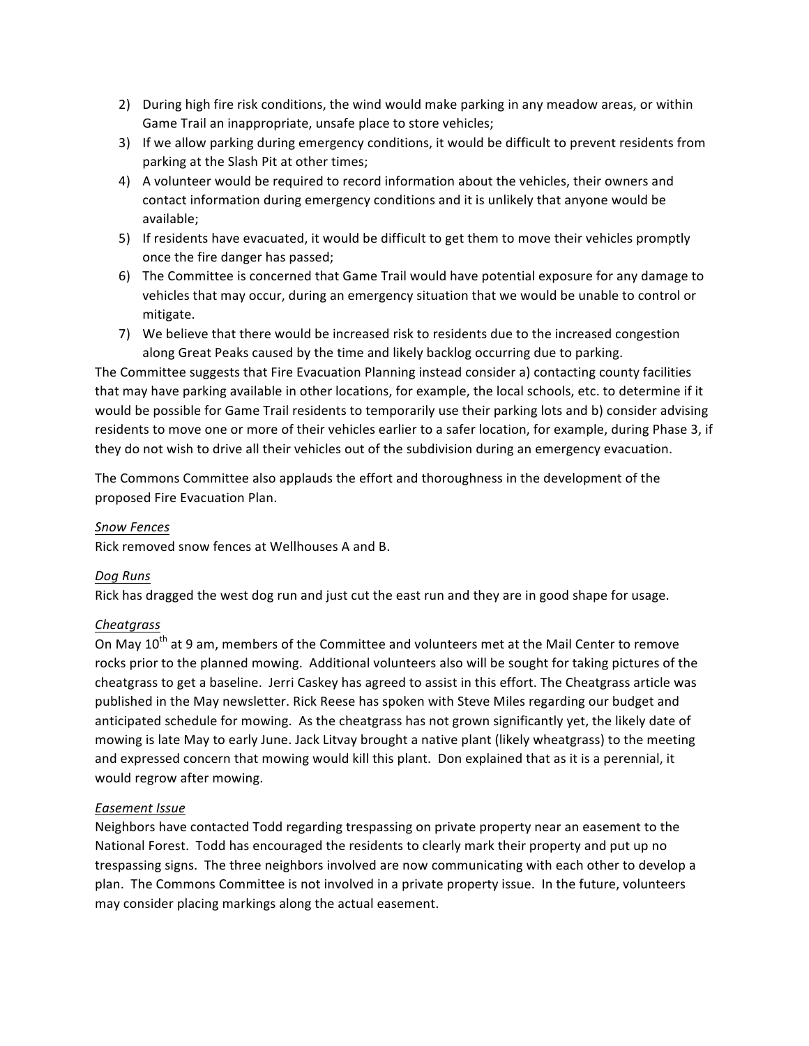2) During high fire risk conditions, the wind would make parking in any meadow areas, or within Game Trail an inappropriate, unsafe place to store vehicles;
3) If we allow parking during emergency conditions, it would be difficult to prevent residents from parking at the Slash Pit at other times;
4) A volunteer would be required to record information about the vehicles, their owners and contact information during emergency conditions and it is unlikely that anyone would be available;
5) If residents have evacuated, it would be difficult to get them to move their vehicles promptly once the fire danger has passed;
6) The Committee is concerned that Game Trail would have potential exposure for any damage to vehicles that may occur, during an emergency situation that we would be unable to control or mitigate.
7) We believe that there would be increased risk to residents due to the increased congestion along Great Peaks caused by the time and likely backlog occurring due to parking.

The Committee suggests that Fire Evacuation Planning instead consider a) contacting county facilities that may have parking available in other locations, for example, the local schools, etc. to determine if it would be possible for Game Trail residents to temporarily use their parking lots and b) consider advising residents to move one or more of their vehicles earlier to a safer location, for example, during Phase 3, if they do not wish to drive all their vehicles out of the subdivision during an emergency evacuation.

The Commons Committee also applauds the effort and thoroughness in the development of the proposed Fire Evacuation Plan.

*Snow Fences*

Rick removed snow fences at Wellhouses A and B.

*Dog Runs*

Rick has dragged the west dog run and just cut the east run and they are in good shape for usage.

*Cheatgrass*

On May 10th at 9 am, members of the Committee and volunteers met at the Mail Center to remove rocks prior to the planned mowing. Additional volunteers also will be sought for taking pictures of the cheatgrass to get a baseline. Jerri Caskey has agreed to assist in this effort. The Cheatgrass article was published in the May newsletter. Rick Reese has spoken with Steve Miles regarding our budget and anticipated schedule for mowing. As the cheatgrass has not grown significantly yet, the likely date of mowing is late May to early June. Jack Litvay brought a native plant (likely wheatgrass) to the meeting and expressed concern that mowing would kill this plant. Don explained that as it is a perennial, it would regrow after mowing.

*Easement Issue*

Neighbors have contacted Todd regarding trespassing on private property near an easement to the National Forest. Todd has encouraged the residents to clearly mark their property and put up no trespassing signs. The three neighbors involved are now communicating with each other to develop a plan. The Commons Committee is not involved in a private property issue. In the future, volunteers may consider placing markings along the actual easement.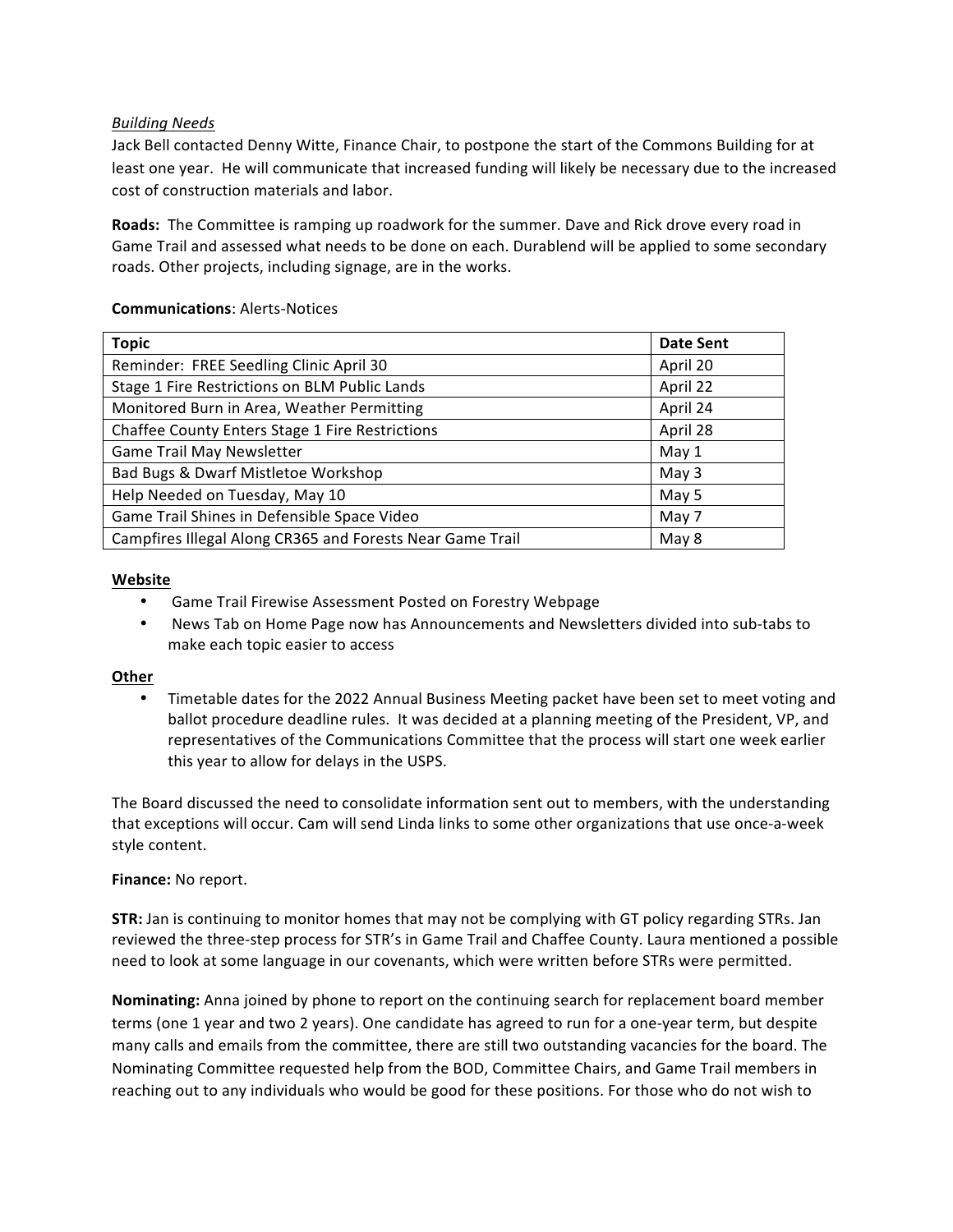*Building Needs*

Jack Bell contacted Denny Witte, Finance Chair, to postpone the start of the Commons Building for at least one year. He will communicate that increased funding will likely be necessary due to the increased cost of construction materials and labor.

**Roads:** The Committee is ramping up roadwork for the summer. Dave and Rick drove every road in Game Trail and assessed what needs to be done on each. Durablend will be applied to some secondary roads. Other projects, including signage, are in the works.

**Communications**: Alerts-Notices

| Topic | Date Sent |
|---|---|
| Reminder: FREE Seedling Clinic April 30 | April 20 |
| Stage 1 Fire Restrictions on BLM Public Lands | April 22 |
| Monitored Burn in Area, Weather Permitting | April 24 |
| Chaffee County Enters Stage 1 Fire Restrictions | April 28 |
| Game Trail May Newsletter | May 1 |
| Bad Bugs & Dwarf Mistletoe Workshop | May 3 |
| Help Needed on Tuesday, May 10 | May 5 |
| Game Trail Shines in Defensible Space Video | May 7 |
| Campfires Illegal Along CR365 and Forests Near Game Trail | May 8 |

**Website**

- Game Trail Firewise Assessment Posted on Forestry Webpage
- News Tab on Home Page now has Announcements and Newsletters divided into sub-tabs to make each topic easier to access

**Other**

- Timetable dates for the 2022 Annual Business Meeting packet have been set to meet voting and ballot procedure deadline rules. It was decided at a planning meeting of the President, VP, and representatives of the Communications Committee that the process will start one week earlier this year to allow for delays in the USPS.

The Board discussed the need to consolidate information sent out to members, with the understanding that exceptions will occur. Cam will send Linda links to some other organizations that use once-a-week style content.

**Finance:** No report.

**STR:** Jan is continuing to monitor homes that may not be complying with GT policy regarding STRs. Jan reviewed the three-step process for STR's in Game Trail and Chaffee County. Laura mentioned a possible need to look at some language in our covenants, which were written before STRs were permitted.

**Nominating:** Anna joined by phone to report on the continuing search for replacement board member terms (one 1 year and two 2 years). One candidate has agreed to run for a one-year term, but despite many calls and emails from the committee, there are still two outstanding vacancies for the board. The Nominating Committee requested help from the BOD, Committee Chairs, and Game Trail members in reaching out to any individuals who would be good for these positions. For those who do not wish to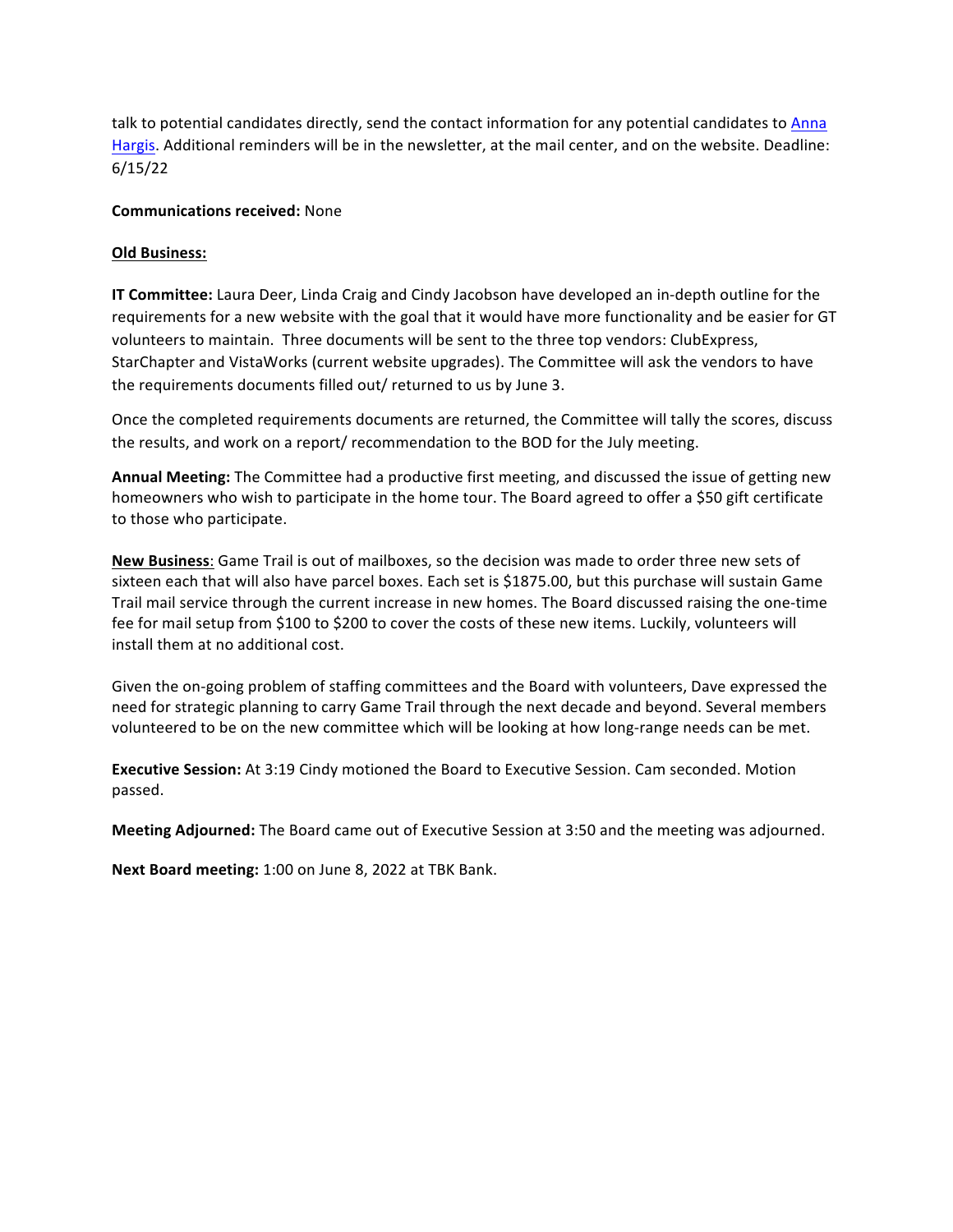talk to potential candidates directly, send the contact information for any potential candidates to [Anna Hargis](). Additional reminders will be in the newsletter, at the mail center, and on the website. Deadline: 6/15/22

**Communications received:** None

**Old Business:**

**IT Committee:** Laura Deer, Linda Craig and Cindy Jacobson have developed an in-depth outline for the requirements for a new website with the goal that it would have more functionality and be easier for GT volunteers to maintain. Three documents will be sent to the three top vendors: ClubExpress, StarChapter and VistaWorks (current website upgrades). The Committee will ask the vendors to have the requirements documents filled out/ returned to us by June 3.

Once the completed requirements documents are returned, the Committee will tally the scores, discuss the results, and work on a report/ recommendation to the BOD for the July meeting.

**Annual Meeting:** The Committee had a productive first meeting, and discussed the issue of getting new homeowners who wish to participate in the home tour. The Board agreed to offer a $50 gift certificate to those who participate.

**New Business**: Game Trail is out of mailboxes, so the decision was made to order three new sets of sixteen each that will also have parcel boxes. Each set is $1875.00, but this purchase will sustain Game Trail mail service through the current increase in new homes. The Board discussed raising the one-time fee for mail setup from $100 to $200 to cover the costs of these new items. Luckily, volunteers will install them at no additional cost.

Given the on-going problem of staffing committees and the Board with volunteers, Dave expressed the need for strategic planning to carry Game Trail through the next decade and beyond. Several members volunteered to be on the new committee which will be looking at how long-range needs can be met.

**Executive Session:** At 3:19 Cindy motioned the Board to Executive Session. Cam seconded. Motion passed.

**Meeting Adjourned:** The Board came out of Executive Session at 3:50 and the meeting was adjourned.

**Next Board meeting:** 1:00 on June 8, 2022 at TBK Bank.